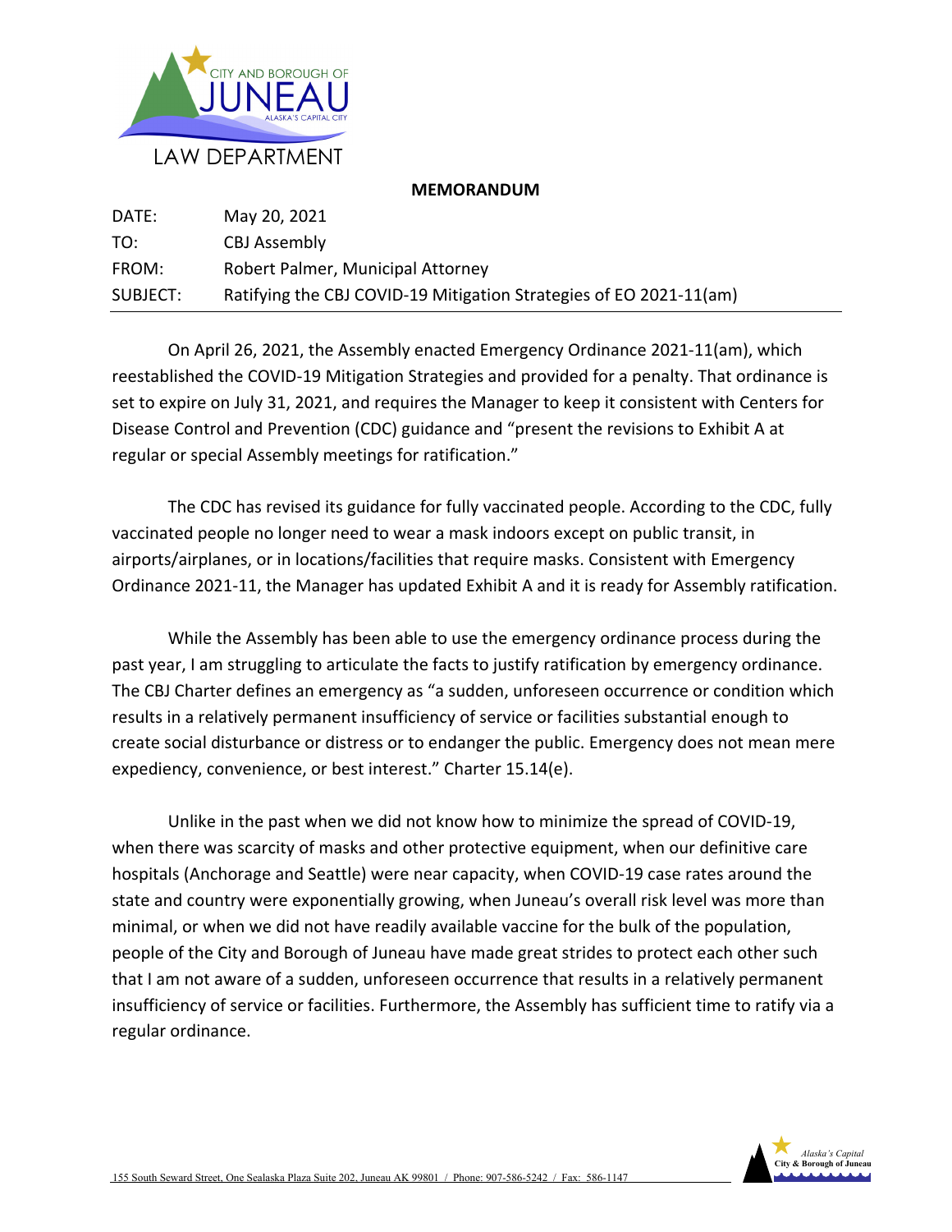CITY AND BOROUGH OF JUNEAU
ALASKA'S CAPITAL CITY
LAW DEPARTMENT

**MEMORANDUM**

| | |
|---|---|
| DATE: | May 20, 2021 |
| TO: | CBJ Assembly |
| FROM: | Robert Palmer, Municipal Attorney |
| SUBJECT: | Ratifying the CBJ COVID-19 Mitigation Strategies of EO 2021-11(am) |

On April 26, 2021, the Assembly enacted Emergency Ordinance 2021-11(am), which reestablished the COVID-19 Mitigation Strategies and provided for a penalty. That ordinance is set to expire on July 31, 2021, and requires the Manager to keep it consistent with Centers for Disease Control and Prevention (CDC) guidance and "present the revisions to Exhibit A at regular or special Assembly meetings for ratification."

The CDC has revised its guidance for fully vaccinated people. According to the CDC, fully vaccinated people no longer need to wear a mask indoors except on public transit, in airports/airplanes, or in locations/facilities that require masks. Consistent with Emergency Ordinance 2021-11, the Manager has updated Exhibit A and it is ready for Assembly ratification.

While the Assembly has been able to use the emergency ordinance process during the past year, I am struggling to articulate the facts to justify ratification by emergency ordinance. The CBJ Charter defines an emergency as "a sudden, unforeseen occurrence or condition which results in a relatively permanent insufficiency of service or facilities substantial enough to create social disturbance or distress or to endanger the public. Emergency does not mean mere expediency, convenience, or best interest." Charter 15.14(e).

Unlike in the past when we did not know how to minimize the spread of COVID-19, when there was scarcity of masks and other protective equipment, when our definitive care hospitals (Anchorage and Seattle) were near capacity, when COVID-19 case rates around the state and country were exponentially growing, when Juneau's overall risk level was more than minimal, or when we did not have readily available vaccine for the bulk of the population, people of the City and Borough of Juneau have made great strides to protect each other such that I am not aware of a sudden, unforeseen occurrence that results in a relatively permanent insufficiency of service or facilities. Furthermore, the Assembly has sufficient time to ratify via a regular ordinance.

155 South Seward Street, One Sealaska Plaza Suite 202, Juneau AK 99801 / Phone: 907-586-5242 / Fax: 586-1147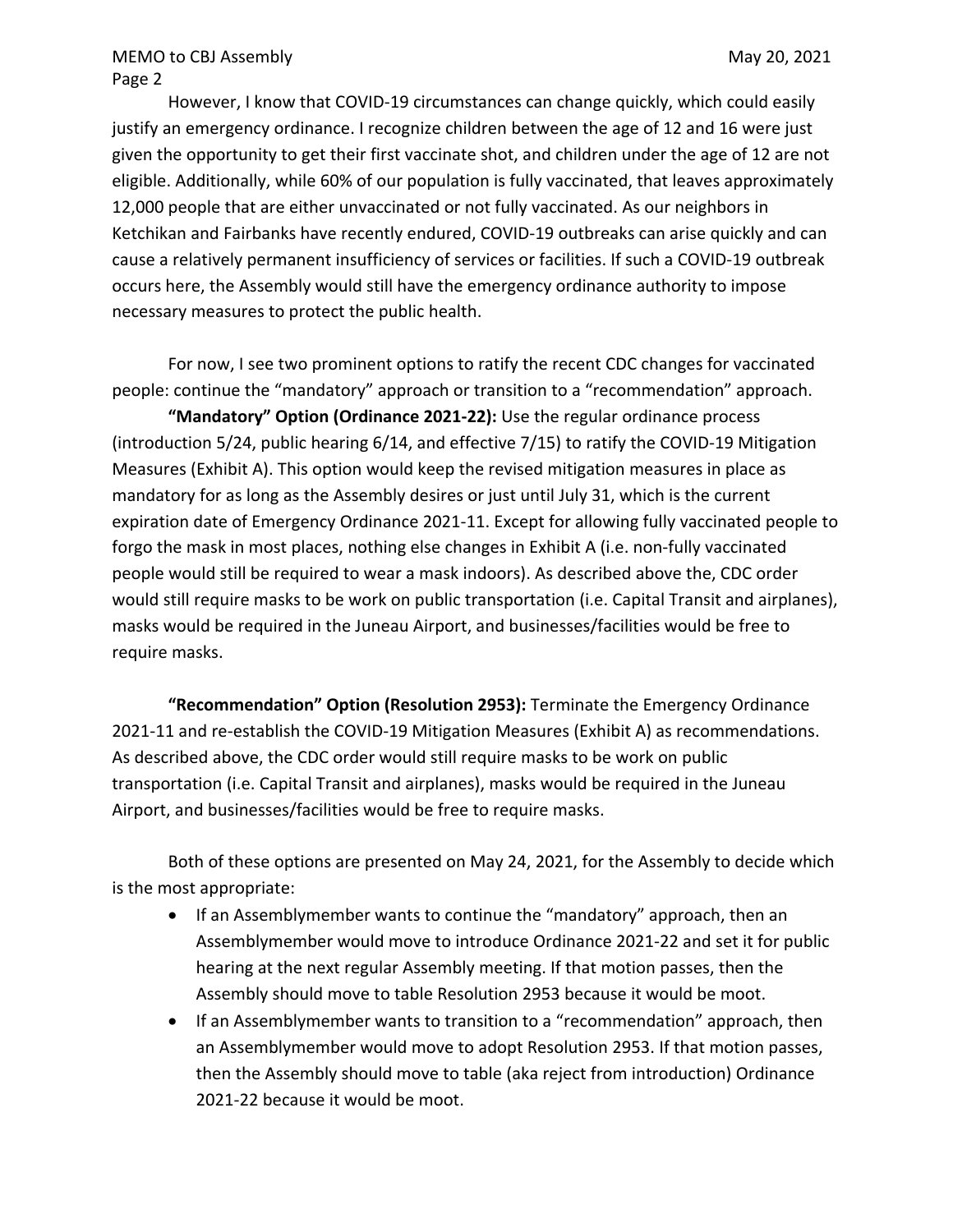However, I know that COVID-19 circumstances can change quickly, which could easily justify an emergency ordinance. I recognize children between the age of 12 and 16 were just given the opportunity to get their first vaccinate shot, and children under the age of 12 are not eligible. Additionally, while 60% of our population is fully vaccinated, that leaves approximately 12,000 people that are either unvaccinated or not fully vaccinated. As our neighbors in Ketchikan and Fairbanks have recently endured, COVID-19 outbreaks can arise quickly and can cause a relatively permanent insufficiency of services or facilities. If such a COVID-19 outbreak occurs here, the Assembly would still have the emergency ordinance authority to impose necessary measures to protect the public health.

For now, I see two prominent options to ratify the recent CDC changes for vaccinated people: continue the "mandatory" approach or transition to a "recommendation" approach.

**"Mandatory" Option (Ordinance 2021-22):** Use the regular ordinance process (introduction 5/24, public hearing 6/14, and effective 7/15) to ratify the COVID-19 Mitigation Measures (Exhibit A). This option would keep the revised mitigation measures in place as mandatory for as long as the Assembly desires or just until July 31, which is the current expiration date of Emergency Ordinance 2021-11. Except for allowing fully vaccinated people to forgo the mask in most places, nothing else changes in Exhibit A (i.e. non-fully vaccinated people would still be required to wear a mask indoors). As described above the, CDC order would still require masks to be work on public transportation (i.e. Capital Transit and airplanes), masks would be required in the Juneau Airport, and businesses/facilities would be free to require masks.

**"Recommendation" Option (Resolution 2953):** Terminate the Emergency Ordinance 2021-11 and re-establish the COVID-19 Mitigation Measures (Exhibit A) as recommendations. As described above, the CDC order would still require masks to be work on public transportation (i.e. Capital Transit and airplanes), masks would be required in the Juneau Airport, and businesses/facilities would be free to require masks.

Both of these options are presented on May 24, 2021, for the Assembly to decide which is the most appropriate:

- If an Assemblymember wants to continue the "mandatory" approach, then an Assemblymember would move to introduce Ordinance 2021-22 and set it for public hearing at the next regular Assembly meeting. If that motion passes, then the Assembly should move to table Resolution 2953 because it would be moot.
- If an Assemblymember wants to transition to a "recommendation" approach, then an Assemblymember would move to adopt Resolution 2953. If that motion passes, then the Assembly should move to table (aka reject from introduction) Ordinance 2021-22 because it would be moot.